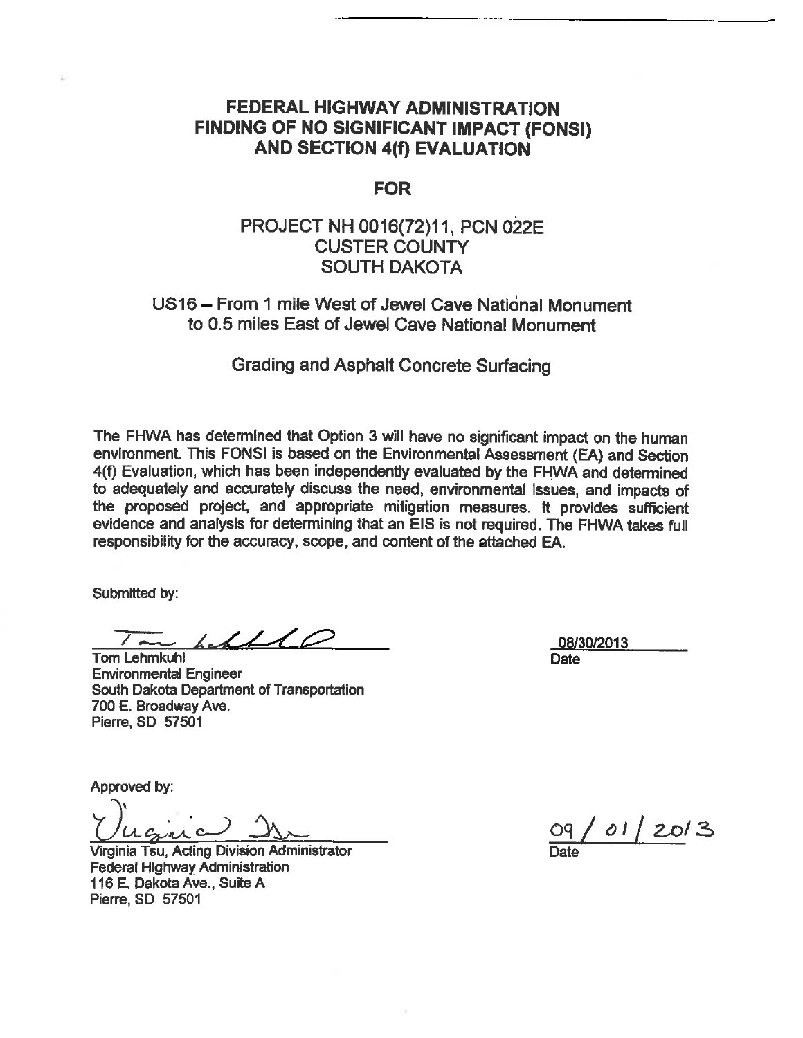# FEDERAL HIGHWAY ADMINISTRATION
# FINDING OF NO SIGNIFICANT IMPACT (FONSI)
# AND SECTION 4(f) EVALUATION

## FOR

## PROJECT NH 0016(72)11, PCN 022E
## CUSTER COUNTY
## SOUTH DAKOTA

### US16 – From 1 mile West of Jewel Cave National Monument to 0.5 miles East of Jewel Cave National Monument

### Grading and Asphalt Concrete Surfacing

The FHWA has determined that Option 3 will have no significant impact on the human environment. This FONSI is based on the Environmental Assessment (EA) and Section 4(f) Evaluation, which has been independently evaluated by the FHWA and determined to adequately and accurately discuss the need, environmental issues, and impacts of the proposed project, and appropriate mitigation measures. It provides sufficient evidence and analysis for determining that an EIS is not required. The FHWA takes full responsibility for the accuracy, scope, and content of the attached EA.

Submitted by:

Tom Lehmkuhl
Environmental Engineer
South Dakota Department of Transportation
700 E. Broadway Ave.
Pierre, SD 57501

08/30/2013
Date

Approved by:

Virginia Tsu, Acting Division Administrator
Federal Highway Administration
116 E. Dakota Ave., Suite A
Pierre, SD 57501

09 / 01 / 2013
Date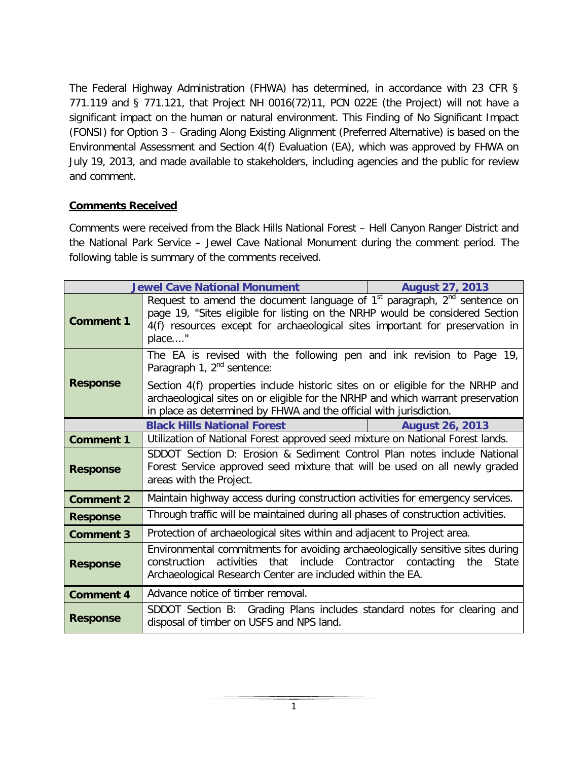The Federal Highway Administration (FHWA) has determined, in accordance with 23 CFR § 771.119 and § 771.121, that Project NH 0016(72)11, PCN 022E (the Project) will not have a significant impact on the human or natural environment. This Finding of No Significant Impact (FONSI) for Option 3 – Grading Along Existing Alignment (Preferred Alternative) is based on the Environmental Assessment and Section 4(f) Evaluation (EA), which was approved by FHWA on July 19, 2013, and made available to stakeholders, including agencies and the public for review and comment.

## Comments Received

Comments were received from the Black Hills National Forest – Hell Canyon Ranger District and the National Park Service – Jewel Cave National Monument during the comment period. The following table is summary of the comments received.

| **Jewel Cave National Monument** | | **August 27, 2013** |
|---|---|---|
| **Comment 1** | Request to amend the document language of 1st paragraph, 2nd sentence on page 19, "Sites eligible for listing on the NRHP would be considered Section 4(f) resources except for archaeological sites important for preservation in place…." | |
| **Response** | The EA is revised with the following pen and ink revision to Page 19, Paragraph 1, 2nd sentence: Section 4(f) properties include historic sites on or eligible for the NRHP and archaeological sites on or eligible for the NRHP and which warrant preservation in place as determined by FHWA and the official with jurisdiction. | |
| **Black Hills National Forest** | | **August 26, 2013** |
| **Comment 1** | Utilization of National Forest approved seed mixture on National Forest lands. | |
| **Response** | SDDOT Section D: Erosion & Sediment Control Plan notes include National Forest Service approved seed mixture that will be used on all newly graded areas with the Project. | |
| **Comment 2** | Maintain highway access during construction activities for emergency services. | |
| **Response** | Through traffic will be maintained during all phases of construction activities. | |
| **Comment 3** | Protection of archaeological sites within and adjacent to Project area. | |
| **Response** | Environmental commitments for avoiding archaeologically sensitive sites during construction activities that include Contractor contacting the State Archaeological Research Center are included within the EA. | |
| **Comment 4** | Advance notice of timber removal. | |
| **Response** | SDDOT Section B: Grading Plans includes standard notes for clearing and disposal of timber on USFS and NPS land. | |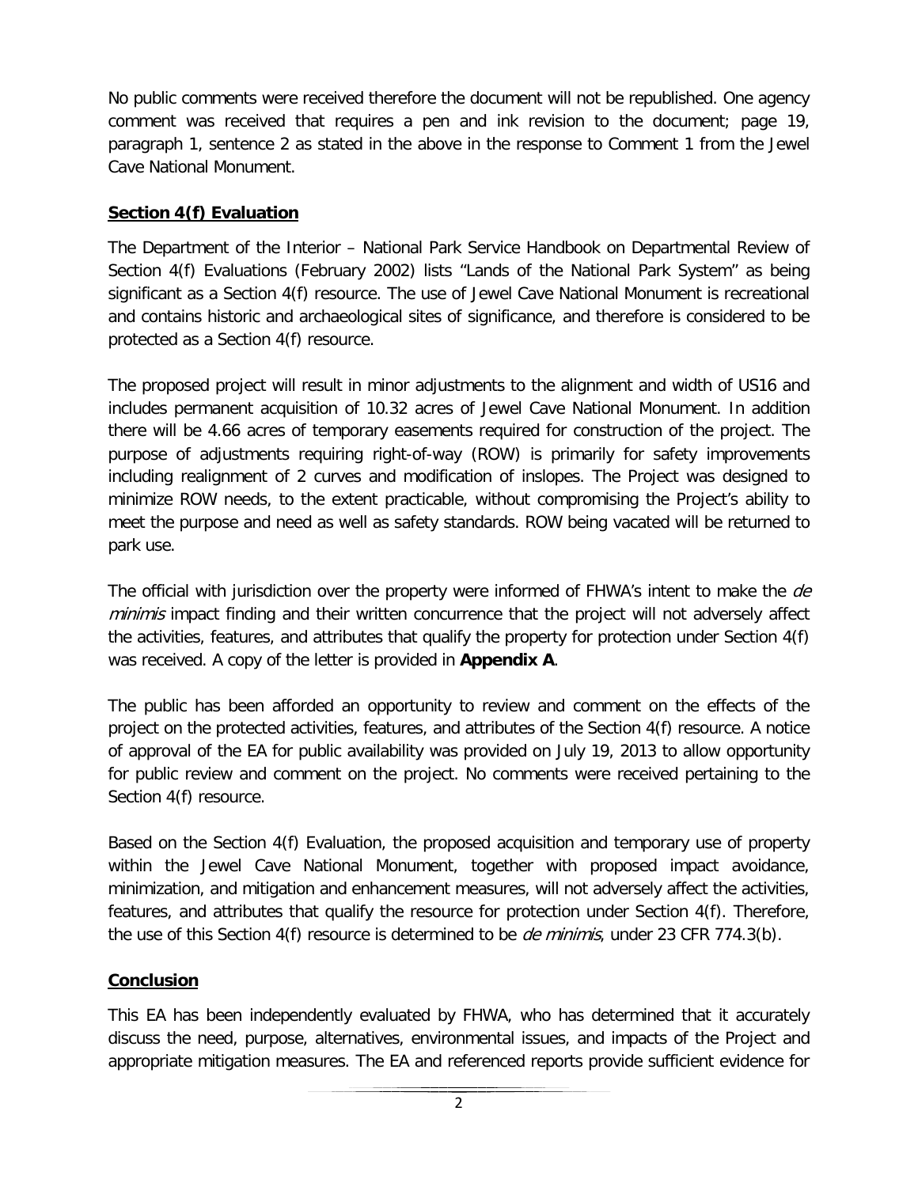No public comments were received therefore the document will not be republished. One agency comment was received that requires a pen and ink revision to the document; page 19, paragraph 1, sentence 2 as stated in the above in the response to Comment 1 from the Jewel Cave National Monument.

## **Section 4(f) Evaluation**

The Department of the Interior – National Park Service Handbook on Departmental Review of Section 4(f) Evaluations (February 2002) lists "Lands of the National Park System" as being significant as a Section 4(f) resource. The use of Jewel Cave National Monument is recreational and contains historic and archaeological sites of significance, and therefore is considered to be protected as a Section 4(f) resource.

The proposed project will result in minor adjustments to the alignment and width of US16 and includes permanent acquisition of 10.32 acres of Jewel Cave National Monument. In addition there will be 4.66 acres of temporary easements required for construction of the project. The purpose of adjustments requiring right-of-way (ROW) is primarily for safety improvements including realignment of 2 curves and modification of inslopes. The Project was designed to minimize ROW needs, to the extent practicable, without compromising the Project's ability to meet the purpose and need as well as safety standards. ROW being vacated will be returned to park use.

The official with jurisdiction over the property were informed of FHWA's intent to make the *de minimis* impact finding and their written concurrence that the project will not adversely affect the activities, features, and attributes that qualify the property for protection under Section 4(f) was received. A copy of the letter is provided in **Appendix A**.

The public has been afforded an opportunity to review and comment on the effects of the project on the protected activities, features, and attributes of the Section 4(f) resource. A notice of approval of the EA for public availability was provided on July 19, 2013 to allow opportunity for public review and comment on the project. No comments were received pertaining to the Section 4(f) resource.

Based on the Section 4(f) Evaluation, the proposed acquisition and temporary use of property within the Jewel Cave National Monument, together with proposed impact avoidance, minimization, and mitigation and enhancement measures, will not adversely affect the activities, features, and attributes that qualify the resource for protection under Section 4(f). Therefore, the use of this Section 4(f) resource is determined to be *de minimis*, under 23 CFR 774.3(b).

## **Conclusion**

This EA has been independently evaluated by FHWA, who has determined that it accurately discuss the need, purpose, alternatives, environmental issues, and impacts of the Project and appropriate mitigation measures. The EA and referenced reports provide sufficient evidence for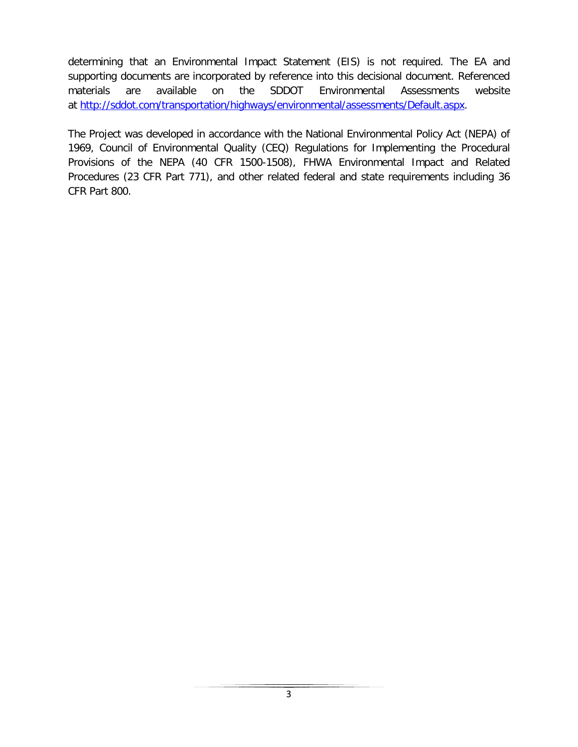determining that an Environmental Impact Statement (EIS) is not required. The EA and supporting documents are incorporated by reference into this decisional document. Referenced materials are available on the SDDOT Environmental Assessments website at [http://sddot.com/transportation/highways/environmental/assessments/Default.aspx](http://sddot.com/transportation/highways/environmental/assessments/Default.aspx).

The Project was developed in accordance with the National Environmental Policy Act (NEPA) of 1969, Council of Environmental Quality (CEQ) Regulations for Implementing the Procedural Provisions of the NEPA (40 CFR 1500-1508), FHWA Environmental Impact and Related Procedures (23 CFR Part 771), and other related federal and state requirements including 36 CFR Part 800.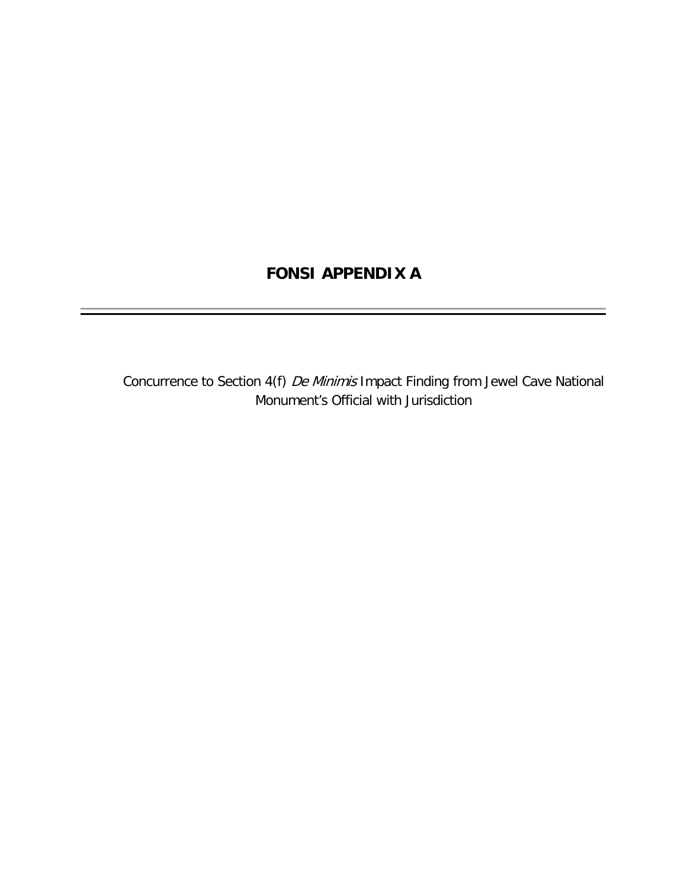# FONSI APPENDIX A

Concurrence to Section 4(f) *De Minimis* Impact Finding from Jewel Cave National Monument's Official with Jurisdiction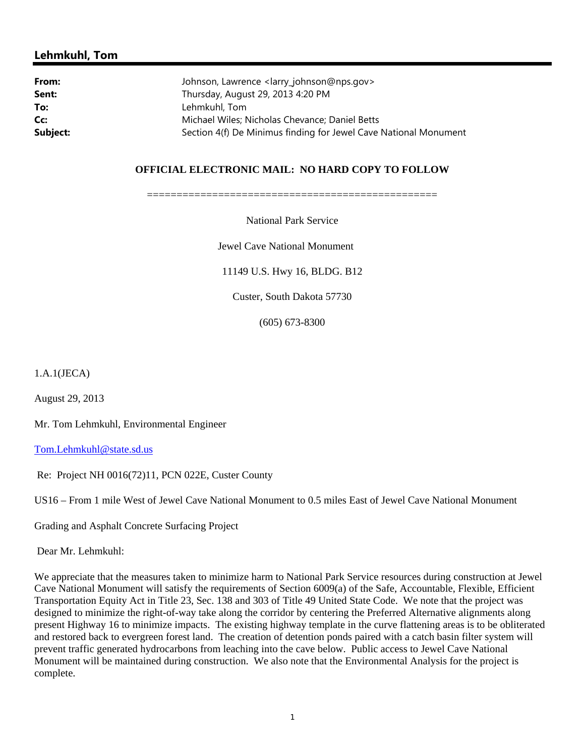## Lehmkuhl, Tom

**From:** Johnson, Lawrence <larry_johnson@nps.gov>
**Sent:** Thursday, August 29, 2013 4:20 PM
**To:** Lehmkuhl, Tom
**Cc:** Michael Wiles; Nicholas Chevance; Daniel Betts
**Subject:** Section 4(f) De Minimus finding for Jewel Cave National Monument

**OFFICIAL ELECTRONIC MAIL: NO HARD COPY TO FOLLOW**

================================================

National Park Service

Jewel Cave National Monument

11149 U.S. Hwy 16, BLDG. B12

Custer, South Dakota 57730

(605) 673-8300

1.A.1(JECA)

August 29, 2013

Mr. Tom Lehmkuhl, Environmental Engineer

Tom.Lehmkuhl@state.sd.us

Re: Project NH 0016(72)11, PCN 022E, Custer County

US16 – From 1 mile West of Jewel Cave National Monument to 0.5 miles East of Jewel Cave National Monument

Grading and Asphalt Concrete Surfacing Project

Dear Mr. Lehmkuhl:

We appreciate that the measures taken to minimize harm to National Park Service resources during construction at Jewel Cave National Monument will satisfy the requirements of Section 6009(a) of the Safe, Accountable, Flexible, Efficient Transportation Equity Act in Title 23, Sec. 138 and 303 of Title 49 United State Code. We note that the project was designed to minimize the right-of-way take along the corridor by centering the Preferred Alternative alignments along present Highway 16 to minimize impacts. The existing highway template in the curve flattening areas is to be obliterated and restored back to evergreen forest land. The creation of detention ponds paired with a catch basin filter system will prevent traffic generated hydrocarbons from leaching into the cave below. Public access to Jewel Cave National Monument will be maintained during construction. We also note that the Environmental Analysis for the project is complete.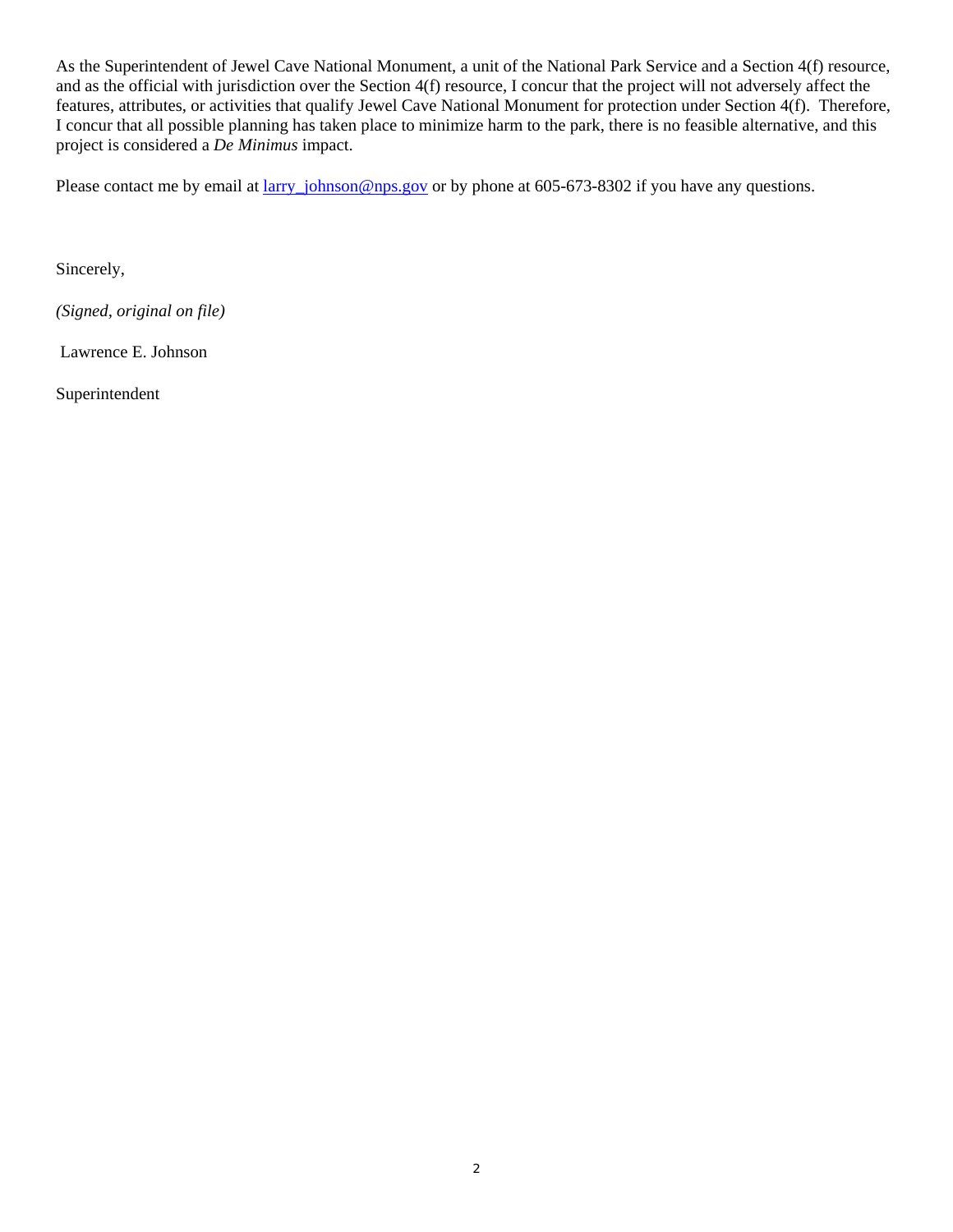As the Superintendent of Jewel Cave National Monument, a unit of the National Park Service and a Section 4(f) resource, and as the official with jurisdiction over the Section 4(f) resource, I concur that the project will not adversely affect the features, attributes, or activities that qualify Jewel Cave National Monument for protection under Section 4(f). Therefore, I concur that all possible planning has taken place to minimize harm to the park, there is no feasible alternative, and this project is considered a *De Minimus* impact.

Please contact me by email at larry_johnson@nps.gov or by phone at 605-673-8302 if you have any questions.

Sincerely,

*(Signed, original on file)*

Lawrence E. Johnson

Superintendent